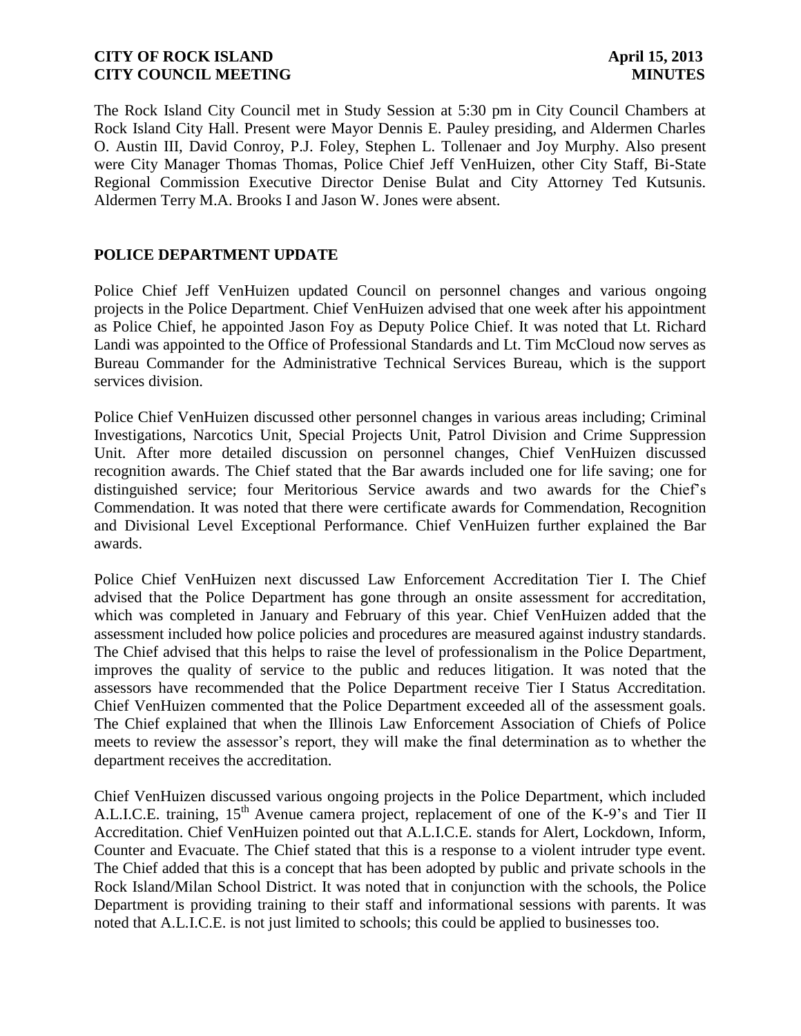The Rock Island City Council met in Study Session at 5:30 pm in City Council Chambers at Rock Island City Hall. Present were Mayor Dennis E. Pauley presiding, and Aldermen Charles O. Austin III, David Conroy, P.J. Foley, Stephen L. Tollenaer and Joy Murphy. Also present were City Manager Thomas Thomas, Police Chief Jeff VenHuizen, other City Staff, Bi-State Regional Commission Executive Director Denise Bulat and City Attorney Ted Kutsunis. Aldermen Terry M.A. Brooks I and Jason W. Jones were absent.

## POLICE DEPARTMENT UPDATE

Police Chief Jeff VenHuizen updated Council on personnel changes and various ongoing projects in the Police Department. Chief VenHuizen advised that one week after his appointment as Police Chief, he appointed Jason Foy as Deputy Police Chief. It was noted that Lt. Richard Landi was appointed to the Office of Professional Standards and Lt. Tim McCloud now serves as Bureau Commander for the Administrative Technical Services Bureau, which is the support services division.

Police Chief VenHuizen discussed other personnel changes in various areas including; Criminal Investigations, Narcotics Unit, Special Projects Unit, Patrol Division and Crime Suppression Unit. After more detailed discussion on personnel changes, Chief VenHuizen discussed recognition awards. The Chief stated that the Bar awards included one for life saving; one for distinguished service; four Meritorious Service awards and two awards for the Chief's Commendation. It was noted that there were certificate awards for Commendation, Recognition and Divisional Level Exceptional Performance. Chief VenHuizen further explained the Bar awards.

Police Chief VenHuizen next discussed Law Enforcement Accreditation Tier I. The Chief advised that the Police Department has gone through an onsite assessment for accreditation, which was completed in January and February of this year. Chief VenHuizen added that the assessment included how police policies and procedures are measured against industry standards. The Chief advised that this helps to raise the level of professionalism in the Police Department, improves the quality of service to the public and reduces litigation. It was noted that the assessors have recommended that the Police Department receive Tier I Status Accreditation. Chief VenHuizen commented that the Police Department exceeded all of the assessment goals. The Chief explained that when the Illinois Law Enforcement Association of Chiefs of Police meets to review the assessor's report, they will make the final determination as to whether the department receives the accreditation.

Chief VenHuizen discussed various ongoing projects in the Police Department, which included A.L.I.C.E. training, 15th Avenue camera project, replacement of one of the K-9's and Tier II Accreditation. Chief VenHuizen pointed out that A.L.I.C.E. stands for Alert, Lockdown, Inform, Counter and Evacuate. The Chief stated that this is a response to a violent intruder type event. The Chief added that this is a concept that has been adopted by public and private schools in the Rock Island/Milan School District. It was noted that in conjunction with the schools, the Police Department is providing training to their staff and informational sessions with parents. It was noted that A.L.I.C.E. is not just limited to schools; this could be applied to businesses too.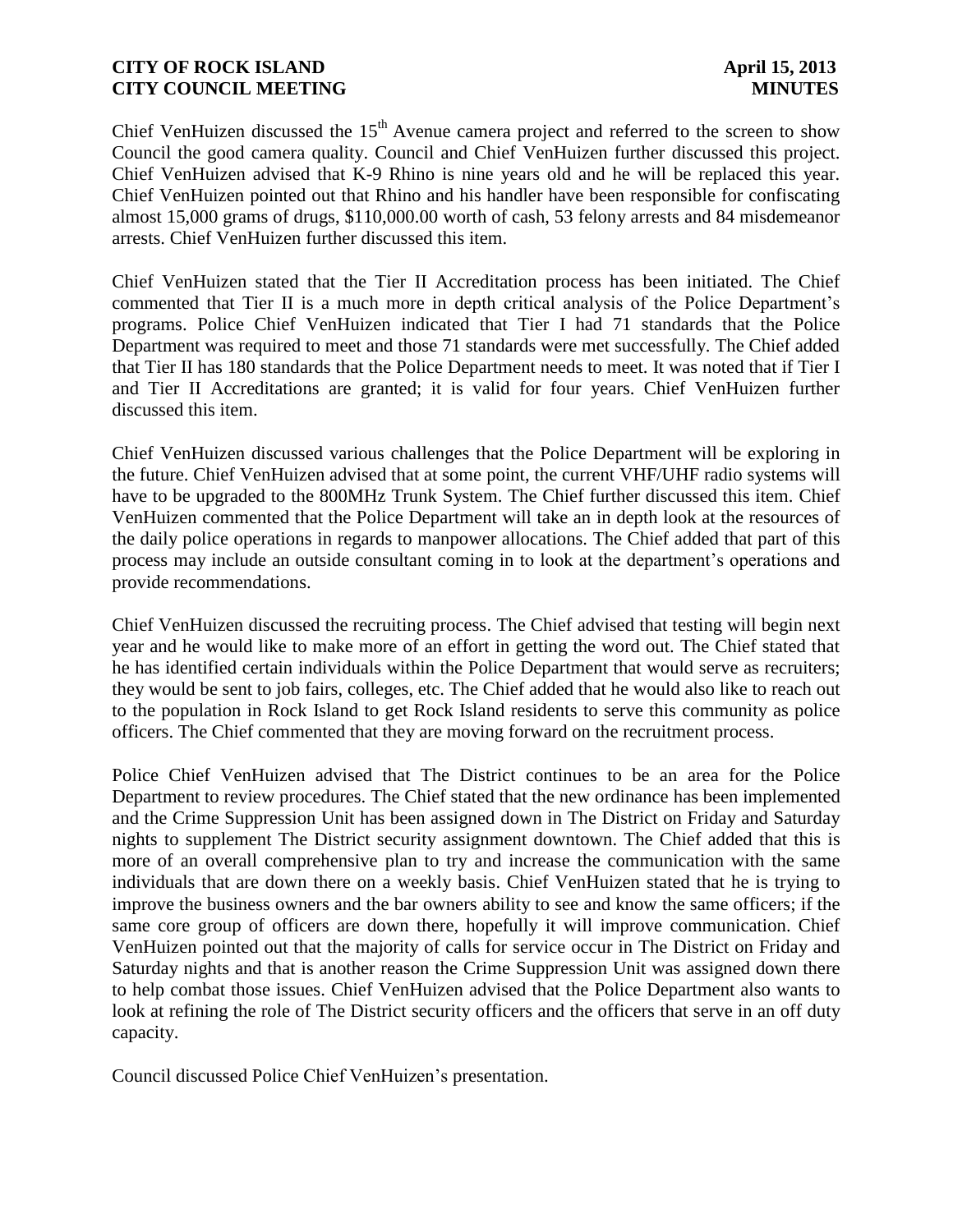Chief VenHuizen discussed the 15th Avenue camera project and referred to the screen to show Council the good camera quality. Council and Chief VenHuizen further discussed this project. Chief VenHuizen advised that K-9 Rhino is nine years old and he will be replaced this year. Chief VenHuizen pointed out that Rhino and his handler have been responsible for confiscating almost 15,000 grams of drugs, $110,000.00 worth of cash, 53 felony arrests and 84 misdemeanor arrests. Chief VenHuizen further discussed this item.

Chief VenHuizen stated that the Tier II Accreditation process has been initiated. The Chief commented that Tier II is a much more in depth critical analysis of the Police Department's programs. Police Chief VenHuizen indicated that Tier I had 71 standards that the Police Department was required to meet and those 71 standards were met successfully. The Chief added that Tier II has 180 standards that the Police Department needs to meet. It was noted that if Tier I and Tier II Accreditations are granted; it is valid for four years. Chief VenHuizen further discussed this item.

Chief VenHuizen discussed various challenges that the Police Department will be exploring in the future. Chief VenHuizen advised that at some point, the current VHF/UHF radio systems will have to be upgraded to the 800MHz Trunk System. The Chief further discussed this item. Chief VenHuizen commented that the Police Department will take an in depth look at the resources of the daily police operations in regards to manpower allocations. The Chief added that part of this process may include an outside consultant coming in to look at the department's operations and provide recommendations.

Chief VenHuizen discussed the recruiting process. The Chief advised that testing will begin next year and he would like to make more of an effort in getting the word out. The Chief stated that he has identified certain individuals within the Police Department that would serve as recruiters; they would be sent to job fairs, colleges, etc. The Chief added that he would also like to reach out to the population in Rock Island to get Rock Island residents to serve this community as police officers. The Chief commented that they are moving forward on the recruitment process.

Police Chief VenHuizen advised that The District continues to be an area for the Police Department to review procedures. The Chief stated that the new ordinance has been implemented and the Crime Suppression Unit has been assigned down in The District on Friday and Saturday nights to supplement The District security assignment downtown. The Chief added that this is more of an overall comprehensive plan to try and increase the communication with the same individuals that are down there on a weekly basis. Chief VenHuizen stated that he is trying to improve the business owners and the bar owners ability to see and know the same officers; if the same core group of officers are down there, hopefully it will improve communication. Chief VenHuizen pointed out that the majority of calls for service occur in The District on Friday and Saturday nights and that is another reason the Crime Suppression Unit was assigned down there to help combat those issues. Chief VenHuizen advised that the Police Department also wants to look at refining the role of The District security officers and the officers that serve in an off duty capacity.

Council discussed Police Chief VenHuizen's presentation.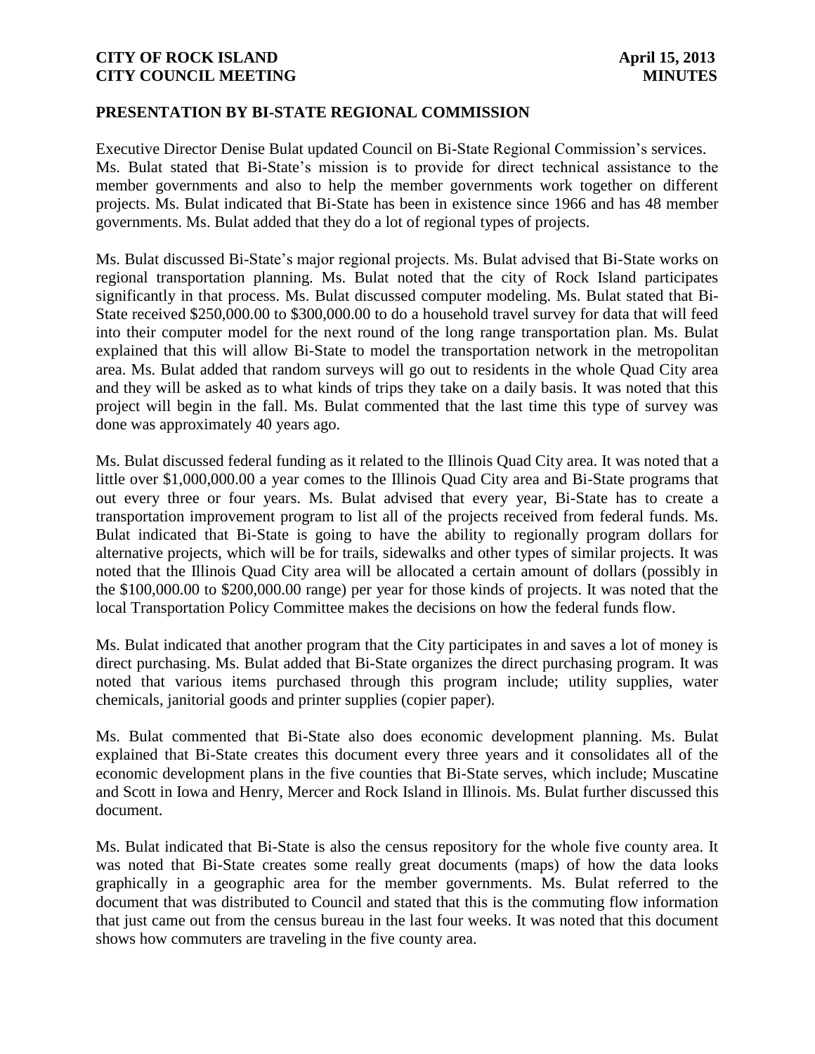## PRESENTATION BY BI-STATE REGIONAL COMMISSION

Executive Director Denise Bulat updated Council on Bi-State Regional Commission's services. Ms. Bulat stated that Bi-State's mission is to provide for direct technical assistance to the member governments and also to help the member governments work together on different projects. Ms. Bulat indicated that Bi-State has been in existence since 1966 and has 48 member governments. Ms. Bulat added that they do a lot of regional types of projects.

Ms. Bulat discussed Bi-State's major regional projects. Ms. Bulat advised that Bi-State works on regional transportation planning. Ms. Bulat noted that the city of Rock Island participates significantly in that process. Ms. Bulat discussed computer modeling. Ms. Bulat stated that Bi-State received $250,000.00 to $300,000.00 to do a household travel survey for data that will feed into their computer model for the next round of the long range transportation plan. Ms. Bulat explained that this will allow Bi-State to model the transportation network in the metropolitan area. Ms. Bulat added that random surveys will go out to residents in the whole Quad City area and they will be asked as to what kinds of trips they take on a daily basis. It was noted that this project will begin in the fall. Ms. Bulat commented that the last time this type of survey was done was approximately 40 years ago.

Ms. Bulat discussed federal funding as it related to the Illinois Quad City area. It was noted that a little over $1,000,000.00 a year comes to the Illinois Quad City area and Bi-State programs that out every three or four years. Ms. Bulat advised that every year, Bi-State has to create a transportation improvement program to list all of the projects received from federal funds. Ms. Bulat indicated that Bi-State is going to have the ability to regionally program dollars for alternative projects, which will be for trails, sidewalks and other types of similar projects. It was noted that the Illinois Quad City area will be allocated a certain amount of dollars (possibly in the $100,000.00 to $200,000.00 range) per year for those kinds of projects. It was noted that the local Transportation Policy Committee makes the decisions on how the federal funds flow.

Ms. Bulat indicated that another program that the City participates in and saves a lot of money is direct purchasing. Ms. Bulat added that Bi-State organizes the direct purchasing program. It was noted that various items purchased through this program include; utility supplies, water chemicals, janitorial goods and printer supplies (copier paper).

Ms. Bulat commented that Bi-State also does economic development planning. Ms. Bulat explained that Bi-State creates this document every three years and it consolidates all of the economic development plans in the five counties that Bi-State serves, which include; Muscatine and Scott in Iowa and Henry, Mercer and Rock Island in Illinois. Ms. Bulat further discussed this document.

Ms. Bulat indicated that Bi-State is also the census repository for the whole five county area. It was noted that Bi-State creates some really great documents (maps) of how the data looks graphically in a geographic area for the member governments. Ms. Bulat referred to the document that was distributed to Council and stated that this is the commuting flow information that just came out from the census bureau in the last four weeks. It was noted that this document shows how commuters are traveling in the five county area.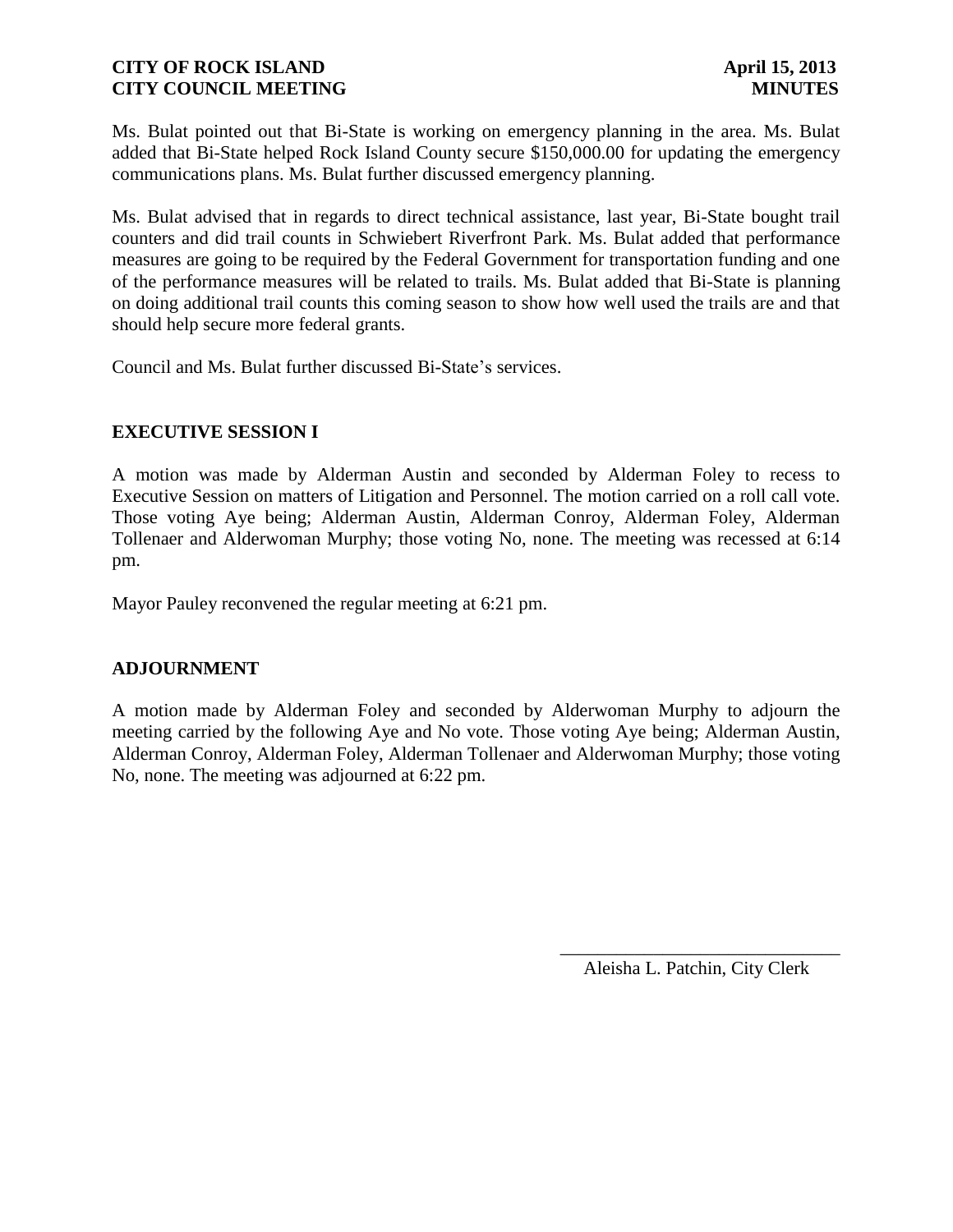Ms. Bulat pointed out that Bi-State is working on emergency planning in the area. Ms. Bulat added that Bi-State helped Rock Island County secure $150,000.00 for updating the emergency communications plans. Ms. Bulat further discussed emergency planning.

Ms. Bulat advised that in regards to direct technical assistance, last year, Bi-State bought trail counters and did trail counts in Schwiebert Riverfront Park. Ms. Bulat added that performance measures are going to be required by the Federal Government for transportation funding and one of the performance measures will be related to trails. Ms. Bulat added that Bi-State is planning on doing additional trail counts this coming season to show how well used the trails are and that should help secure more federal grants.

Council and Ms. Bulat further discussed Bi-State's services.

## EXECUTIVE SESSION I

A motion was made by Alderman Austin and seconded by Alderman Foley to recess to Executive Session on matters of Litigation and Personnel. The motion carried on a roll call vote. Those voting Aye being; Alderman Austin, Alderman Conroy, Alderman Foley, Alderman Tollenaer and Alderwoman Murphy; those voting No, none. The meeting was recessed at 6:14 pm.

Mayor Pauley reconvened the regular meeting at 6:21 pm.

## ADJOURNMENT

A motion made by Alderman Foley and seconded by Alderwoman Murphy to adjourn the meeting carried by the following Aye and No vote. Those voting Aye being; Alderman Austin, Alderman Conroy, Alderman Foley, Alderman Tollenaer and Alderwoman Murphy; those voting No, none. The meeting was adjourned at 6:22 pm.

\_\_\_\_\_\_\_\_\_\_\_\_\_\_\_\_\_\_\_\_\_\_\_\_\_\_\_\_\_\_

Aleisha L. Patchin, City Clerk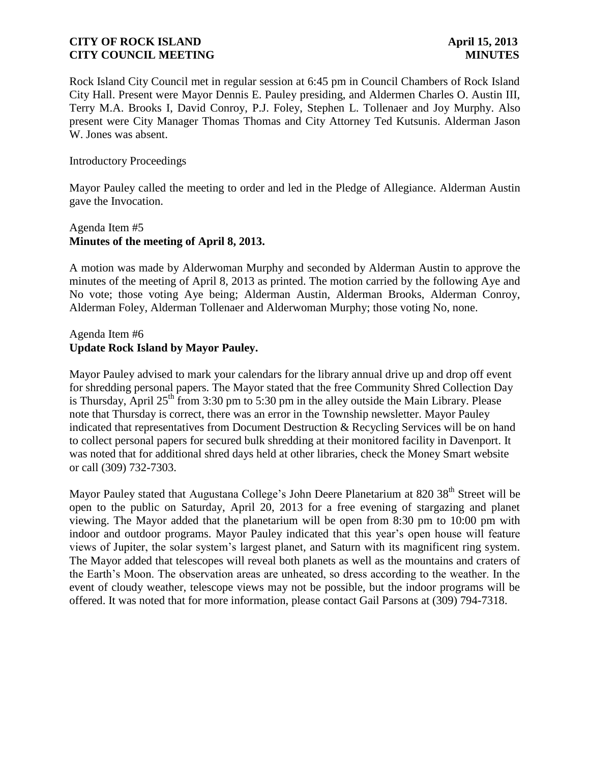Rock Island City Council met in regular session at 6:45 pm in Council Chambers of Rock Island City Hall. Present were Mayor Dennis E. Pauley presiding, and Aldermen Charles O. Austin III, Terry M.A. Brooks I, David Conroy, P.J. Foley, Stephen L. Tollenaer and Joy Murphy. Also present were City Manager Thomas Thomas and City Attorney Ted Kutsunis. Alderman Jason W. Jones was absent.

Introductory Proceedings

Mayor Pauley called the meeting to order and led in the Pledge of Allegiance. Alderman Austin gave the Invocation.

Agenda Item #5
**Minutes of the meeting of April 8, 2013.**

A motion was made by Alderwoman Murphy and seconded by Alderman Austin to approve the minutes of the meeting of April 8, 2013 as printed. The motion carried by the following Aye and No vote; those voting Aye being; Alderman Austin, Alderman Brooks, Alderman Conroy, Alderman Foley, Alderman Tollenaer and Alderwoman Murphy; those voting No, none.

Agenda Item #6
**Update Rock Island by Mayor Pauley.**

Mayor Pauley advised to mark your calendars for the library annual drive up and drop off event for shredding personal papers. The Mayor stated that the free Community Shred Collection Day is Thursday, April 25th from 3:30 pm to 5:30 pm in the alley outside the Main Library. Please note that Thursday is correct, there was an error in the Township newsletter. Mayor Pauley indicated that representatives from Document Destruction & Recycling Services will be on hand to collect personal papers for secured bulk shredding at their monitored facility in Davenport. It was noted that for additional shred days held at other libraries, check the Money Smart website or call (309) 732-7303.

Mayor Pauley stated that Augustana College's John Deere Planetarium at 820 38th Street will be open to the public on Saturday, April 20, 2013 for a free evening of stargazing and planet viewing. The Mayor added that the planetarium will be open from 8:30 pm to 10:00 pm with indoor and outdoor programs. Mayor Pauley indicated that this year's open house will feature views of Jupiter, the solar system's largest planet, and Saturn with its magnificent ring system. The Mayor added that telescopes will reveal both planets as well as the mountains and craters of the Earth's Moon. The observation areas are unheated, so dress according to the weather. In the event of cloudy weather, telescope views may not be possible, but the indoor programs will be offered. It was noted that for more information, please contact Gail Parsons at (309) 794-7318.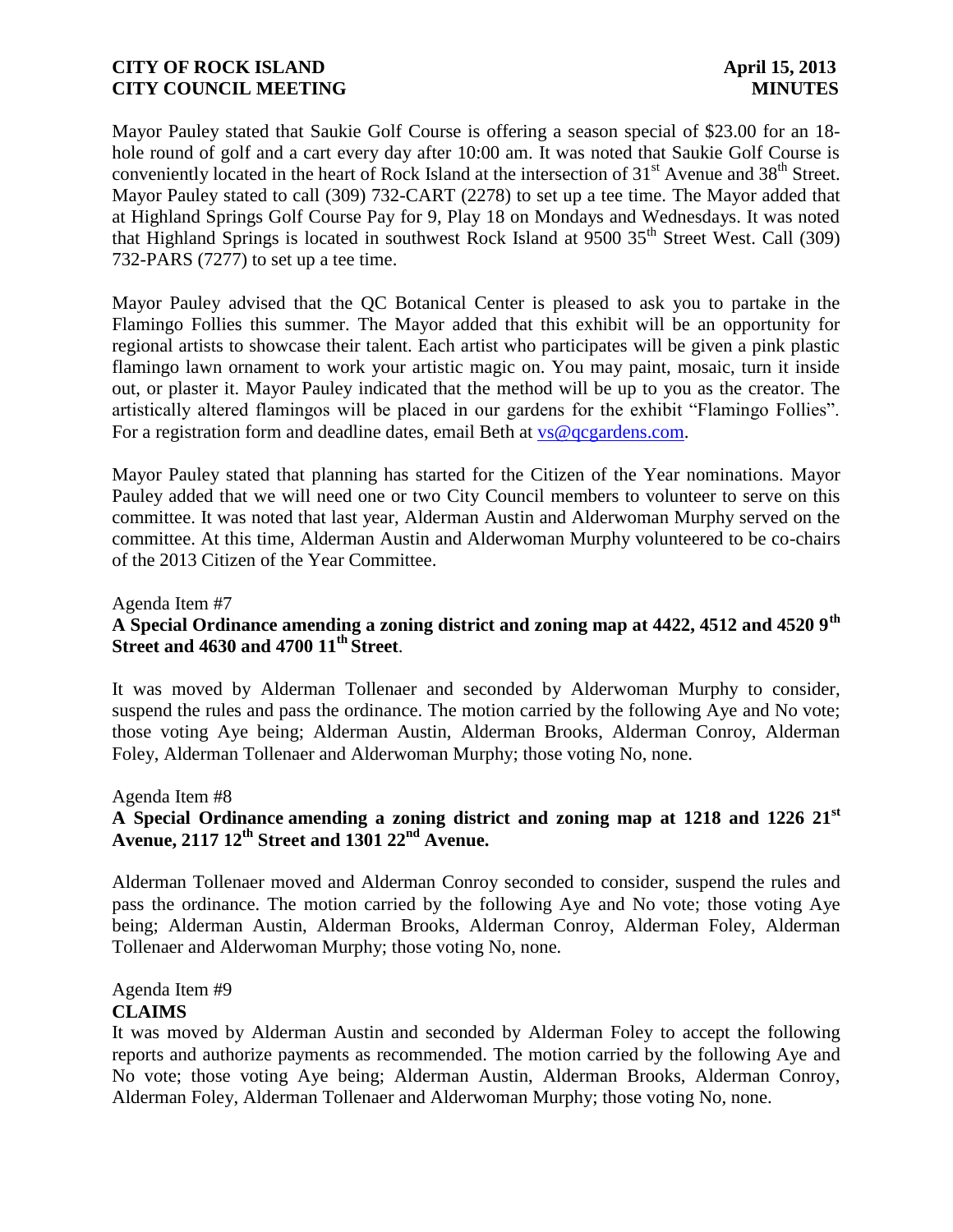Mayor Pauley stated that Saukie Golf Course is offering a season special of $23.00 for an 18-hole round of golf and a cart every day after 10:00 am. It was noted that Saukie Golf Course is conveniently located in the heart of Rock Island at the intersection of 31st Avenue and 38th Street. Mayor Pauley stated to call (309) 732-CART (2278) to set up a tee time. The Mayor added that at Highland Springs Golf Course Pay for 9, Play 18 on Mondays and Wednesdays. It was noted that Highland Springs is located in southwest Rock Island at 9500 35th Street West. Call (309) 732-PARS (7277) to set up a tee time.

Mayor Pauley advised that the QC Botanical Center is pleased to ask you to partake in the Flamingo Follies this summer. The Mayor added that this exhibit will be an opportunity for regional artists to showcase their talent. Each artist who participates will be given a pink plastic flamingo lawn ornament to work your artistic magic on. You may paint, mosaic, turn it inside out, or plaster it. Mayor Pauley indicated that the method will be up to you as the creator. The artistically altered flamingos will be placed in our gardens for the exhibit "Flamingo Follies". For a registration form and deadline dates, email Beth at vs@qcgardens.com.

Mayor Pauley stated that planning has started for the Citizen of the Year nominations. Mayor Pauley added that we will need one or two City Council members to volunteer to serve on this committee. It was noted that last year, Alderman Austin and Alderwoman Murphy served on the committee. At this time, Alderman Austin and Alderwoman Murphy volunteered to be co-chairs of the 2013 Citizen of the Year Committee.

Agenda Item #7
**A Special Ordinance amending a zoning district and zoning map at 4422, 4512 and 4520 9th Street and 4630 and 4700 11th Street.**

It was moved by Alderman Tollenaer and seconded by Alderwoman Murphy to consider, suspend the rules and pass the ordinance. The motion carried by the following Aye and No vote; those voting Aye being; Alderman Austin, Alderman Brooks, Alderman Conroy, Alderman Foley, Alderman Tollenaer and Alderwoman Murphy; those voting No, none.

Agenda Item #8
**A Special Ordinance amending a zoning district and zoning map at 1218 and 1226 21st Avenue, 2117 12th Street and 1301 22nd Avenue.**

Alderman Tollenaer moved and Alderman Conroy seconded to consider, suspend the rules and pass the ordinance. The motion carried by the following Aye and No vote; those voting Aye being; Alderman Austin, Alderman Brooks, Alderman Conroy, Alderman Foley, Alderman Tollenaer and Alderwoman Murphy; those voting No, none.

Agenda Item #9
**CLAIMS**
It was moved by Alderman Austin and seconded by Alderman Foley to accept the following reports and authorize payments as recommended. The motion carried by the following Aye and No vote; those voting Aye being; Alderman Austin, Alderman Brooks, Alderman Conroy, Alderman Foley, Alderman Tollenaer and Alderwoman Murphy; those voting No, none.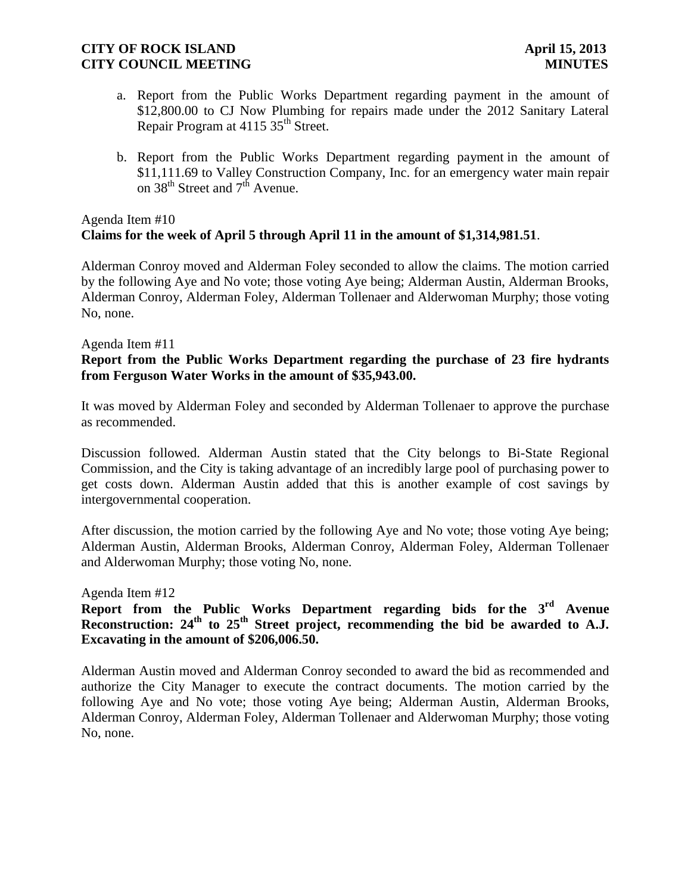a. Report from the Public Works Department regarding payment in the amount of $12,800.00 to CJ Now Plumbing for repairs made under the 2012 Sanitary Lateral Repair Program at 4115 35th Street.

b. Report from the Public Works Department regarding payment in the amount of $11,111.69 to Valley Construction Company, Inc. for an emergency water main repair on 38th Street and 7th Avenue.

Agenda Item #10
**Claims for the week of April 5 through April 11 in the amount of $1,314,981.51**.

Alderman Conroy moved and Alderman Foley seconded to allow the claims. The motion carried by the following Aye and No vote; those voting Aye being; Alderman Austin, Alderman Brooks, Alderman Conroy, Alderman Foley, Alderman Tollenaer and Alderwoman Murphy; those voting No, none.

Agenda Item #11
**Report from the Public Works Department regarding the purchase of 23 fire hydrants from Ferguson Water Works in the amount of $35,943.00.**

It was moved by Alderman Foley and seconded by Alderman Tollenaer to approve the purchase as recommended.

Discussion followed. Alderman Austin stated that the City belongs to Bi-State Regional Commission, and the City is taking advantage of an incredibly large pool of purchasing power to get costs down. Alderman Austin added that this is another example of cost savings by intergovernmental cooperation.

After discussion, the motion carried by the following Aye and No vote; those voting Aye being; Alderman Austin, Alderman Brooks, Alderman Conroy, Alderman Foley, Alderman Tollenaer and Alderwoman Murphy; those voting No, none.

Agenda Item #12
**Report from the Public Works Department regarding bids for the 3rd Avenue Reconstruction: 24th to 25th Street project, recommending the bid be awarded to A.J. Excavating in the amount of $206,006.50.**

Alderman Austin moved and Alderman Conroy seconded to award the bid as recommended and authorize the City Manager to execute the contract documents. The motion carried by the following Aye and No vote; those voting Aye being; Alderman Austin, Alderman Brooks, Alderman Conroy, Alderman Foley, Alderman Tollenaer and Alderwoman Murphy; those voting No, none.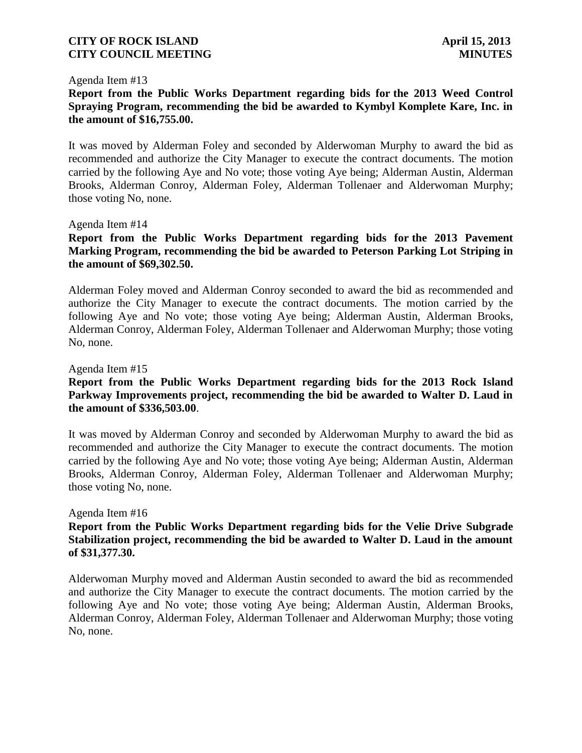Agenda Item #13

**Report from the Public Works Department regarding bids for the 2013 Weed Control Spraying Program, recommending the bid be awarded to Kymbyl Komplete Kare, Inc. in the amount of $16,755.00.**

It was moved by Alderman Foley and seconded by Alderwoman Murphy to award the bid as recommended and authorize the City Manager to execute the contract documents. The motion carried by the following Aye and No vote; those voting Aye being; Alderman Austin, Alderman Brooks, Alderman Conroy, Alderman Foley, Alderman Tollenaer and Alderwoman Murphy; those voting No, none.

Agenda Item #14

**Report from the Public Works Department regarding bids for the 2013 Pavement Marking Program, recommending the bid be awarded to Peterson Parking Lot Striping in the amount of $69,302.50.**

Alderman Foley moved and Alderman Conroy seconded to award the bid as recommended and authorize the City Manager to execute the contract documents. The motion carried by the following Aye and No vote; those voting Aye being; Alderman Austin, Alderman Brooks, Alderman Conroy, Alderman Foley, Alderman Tollenaer and Alderwoman Murphy; those voting No, none.

Agenda Item #15

**Report from the Public Works Department regarding bids for the 2013 Rock Island Parkway Improvements project, recommending the bid be awarded to Walter D. Laud in the amount of $336,503.00**.

It was moved by Alderman Conroy and seconded by Alderwoman Murphy to award the bid as recommended and authorize the City Manager to execute the contract documents. The motion carried by the following Aye and No vote; those voting Aye being; Alderman Austin, Alderman Brooks, Alderman Conroy, Alderman Foley, Alderman Tollenaer and Alderwoman Murphy; those voting No, none.

Agenda Item #16

**Report from the Public Works Department regarding bids for the Velie Drive Subgrade Stabilization project, recommending the bid be awarded to Walter D. Laud in the amount of $31,377.30.**

Alderwoman Murphy moved and Alderman Austin seconded to award the bid as recommended and authorize the City Manager to execute the contract documents. The motion carried by the following Aye and No vote; those voting Aye being; Alderman Austin, Alderman Brooks, Alderman Conroy, Alderman Foley, Alderman Tollenaer and Alderwoman Murphy; those voting No, none.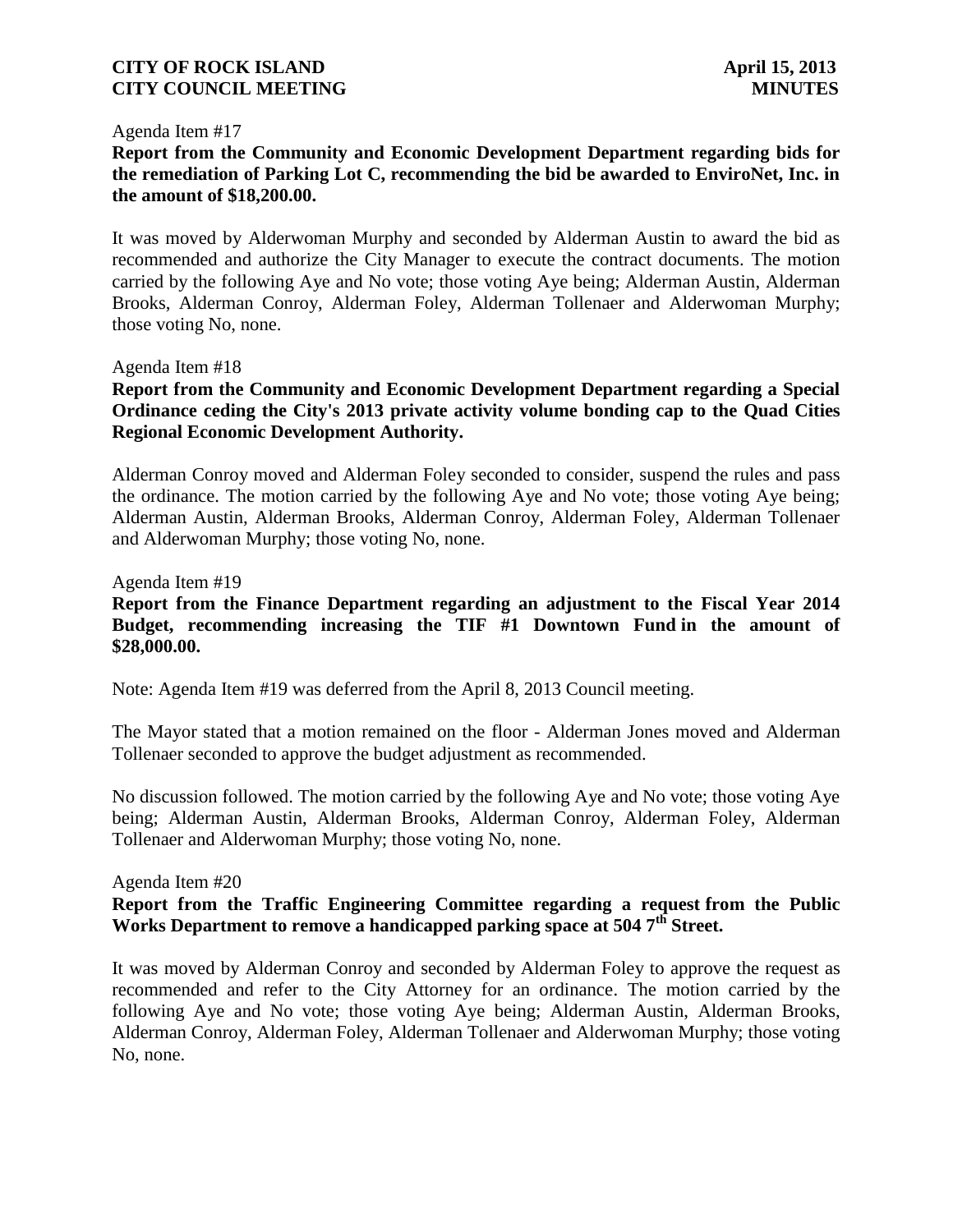Agenda Item #17

**Report from the Community and Economic Development Department regarding bids for the remediation of Parking Lot C, recommending the bid be awarded to EnviroNet, Inc. in the amount of $18,200.00.**

It was moved by Alderwoman Murphy and seconded by Alderman Austin to award the bid as recommended and authorize the City Manager to execute the contract documents. The motion carried by the following Aye and No vote; those voting Aye being; Alderman Austin, Alderman Brooks, Alderman Conroy, Alderman Foley, Alderman Tollenaer and Alderwoman Murphy; those voting No, none.

Agenda Item #18

**Report from the Community and Economic Development Department regarding a Special Ordinance ceding the City's 2013 private activity volume bonding cap to the Quad Cities Regional Economic Development Authority.**

Alderman Conroy moved and Alderman Foley seconded to consider, suspend the rules and pass the ordinance. The motion carried by the following Aye and No vote; those voting Aye being; Alderman Austin, Alderman Brooks, Alderman Conroy, Alderman Foley, Alderman Tollenaer and Alderwoman Murphy; those voting No, none.

Agenda Item #19

**Report from the Finance Department regarding an adjustment to the Fiscal Year 2014 Budget, recommending increasing the TIF #1 Downtown Fund in the amount of $28,000.00.**

Note: Agenda Item #19 was deferred from the April 8, 2013 Council meeting.

The Mayor stated that a motion remained on the floor - Alderman Jones moved and Alderman Tollenaer seconded to approve the budget adjustment as recommended.

No discussion followed. The motion carried by the following Aye and No vote; those voting Aye being; Alderman Austin, Alderman Brooks, Alderman Conroy, Alderman Foley, Alderman Tollenaer and Alderwoman Murphy; those voting No, none.

Agenda Item #20

**Report from the Traffic Engineering Committee regarding a request from the Public Works Department to remove a handicapped parking space at 504 7th Street.**

It was moved by Alderman Conroy and seconded by Alderman Foley to approve the request as recommended and refer to the City Attorney for an ordinance. The motion carried by the following Aye and No vote; those voting Aye being; Alderman Austin, Alderman Brooks, Alderman Conroy, Alderman Foley, Alderman Tollenaer and Alderwoman Murphy; those voting No, none.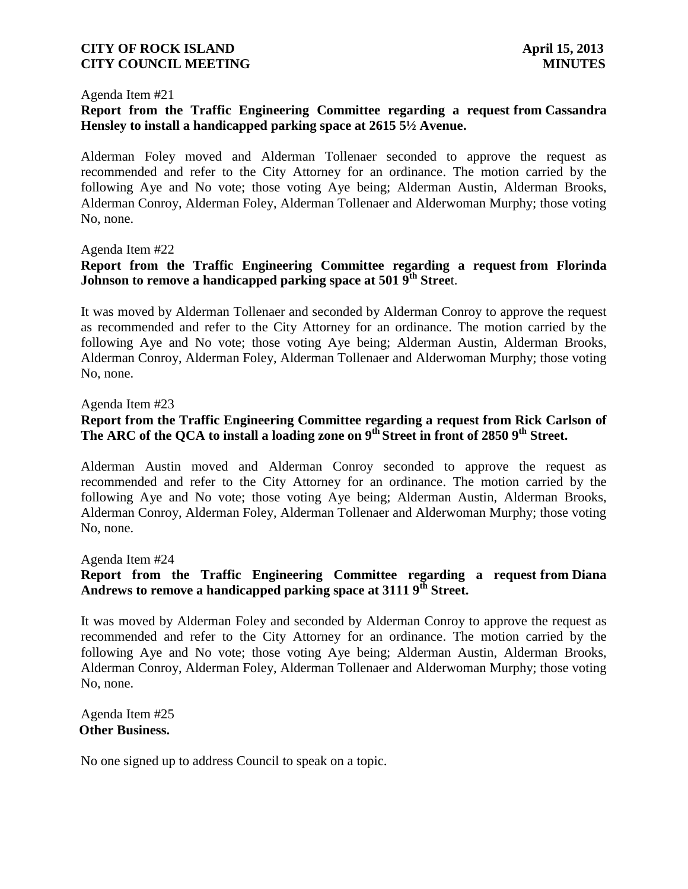Agenda Item #21

**Report from the Traffic Engineering Committee regarding a request from Cassandra Hensley to install a handicapped parking space at 2615 5½ Avenue.**

Alderman Foley moved and Alderman Tollenaer seconded to approve the request as recommended and refer to the City Attorney for an ordinance. The motion carried by the following Aye and No vote; those voting Aye being; Alderman Austin, Alderman Brooks, Alderman Conroy, Alderman Foley, Alderman Tollenaer and Alderwoman Murphy; those voting No, none.

Agenda Item #22

**Report from the Traffic Engineering Committee regarding a request from Florinda Johnson to remove a handicapped parking space at 501 9th Stree**t.

It was moved by Alderman Tollenaer and seconded by Alderman Conroy to approve the request as recommended and refer to the City Attorney for an ordinance. The motion carried by the following Aye and No vote; those voting Aye being; Alderman Austin, Alderman Brooks, Alderman Conroy, Alderman Foley, Alderman Tollenaer and Alderwoman Murphy; those voting No, none.

Agenda Item #23

**Report from the Traffic Engineering Committee regarding a request from Rick Carlson of The ARC of the QCA to install a loading zone on 9th Street in front of 2850 9th Street.**

Alderman Austin moved and Alderman Conroy seconded to approve the request as recommended and refer to the City Attorney for an ordinance. The motion carried by the following Aye and No vote; those voting Aye being; Alderman Austin, Alderman Brooks, Alderman Conroy, Alderman Foley, Alderman Tollenaer and Alderwoman Murphy; those voting No, none.

Agenda Item #24

**Report from the Traffic Engineering Committee regarding a request from Diana Andrews to remove a handicapped parking space at 3111 9th Street.**

It was moved by Alderman Foley and seconded by Alderman Conroy to approve the request as recommended and refer to the City Attorney for an ordinance. The motion carried by the following Aye and No vote; those voting Aye being; Alderman Austin, Alderman Brooks, Alderman Conroy, Alderman Foley, Alderman Tollenaer and Alderwoman Murphy; those voting No, none.

Agenda Item #25

**Other Business.**

No one signed up to address Council to speak on a topic.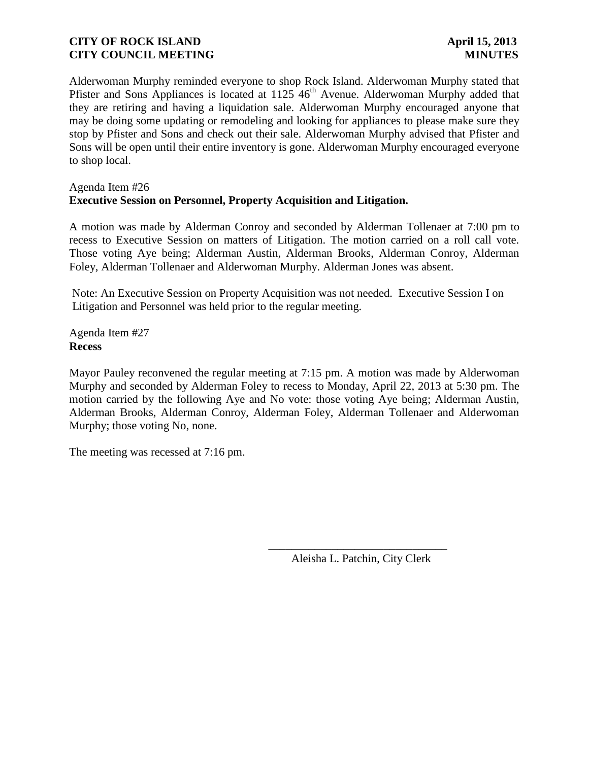Alderwoman Murphy reminded everyone to shop Rock Island. Alderwoman Murphy stated that Pfister and Sons Appliances is located at 1125 46th Avenue. Alderwoman Murphy added that they are retiring and having a liquidation sale. Alderwoman Murphy encouraged anyone that may be doing some updating or remodeling and looking for appliances to please make sure they stop by Pfister and Sons and check out their sale. Alderwoman Murphy advised that Pfister and Sons will be open until their entire inventory is gone. Alderwoman Murphy encouraged everyone to shop local.

Agenda Item #26
**Executive Session on Personnel, Property Acquisition and Litigation.**

A motion was made by Alderman Conroy and seconded by Alderman Tollenaer at 7:00 pm to recess to Executive Session on matters of Litigation. The motion carried on a roll call vote. Those voting Aye being; Alderman Austin, Alderman Brooks, Alderman Conroy, Alderman Foley, Alderman Tollenaer and Alderwoman Murphy. Alderman Jones was absent.

Note: An Executive Session on Property Acquisition was not needed. Executive Session I on Litigation and Personnel was held prior to the regular meeting.

Agenda Item #27
**Recess**

Mayor Pauley reconvened the regular meeting at 7:15 pm. A motion was made by Alderwoman Murphy and seconded by Alderman Foley to recess to Monday, April 22, 2013 at 5:30 pm. The motion carried by the following Aye and No vote: those voting Aye being; Alderman Austin, Alderman Brooks, Alderman Conroy, Alderman Foley, Alderman Tollenaer and Alderwoman Murphy; those voting No, none.

The meeting was recessed at 7:16 pm.

\_\_\_\_\_\_\_\_\_\_\_\_\_\_\_\_\_\_\_\_\_\_\_\_\_\_\_\_\_\_\_

Aleisha L. Patchin, City Clerk